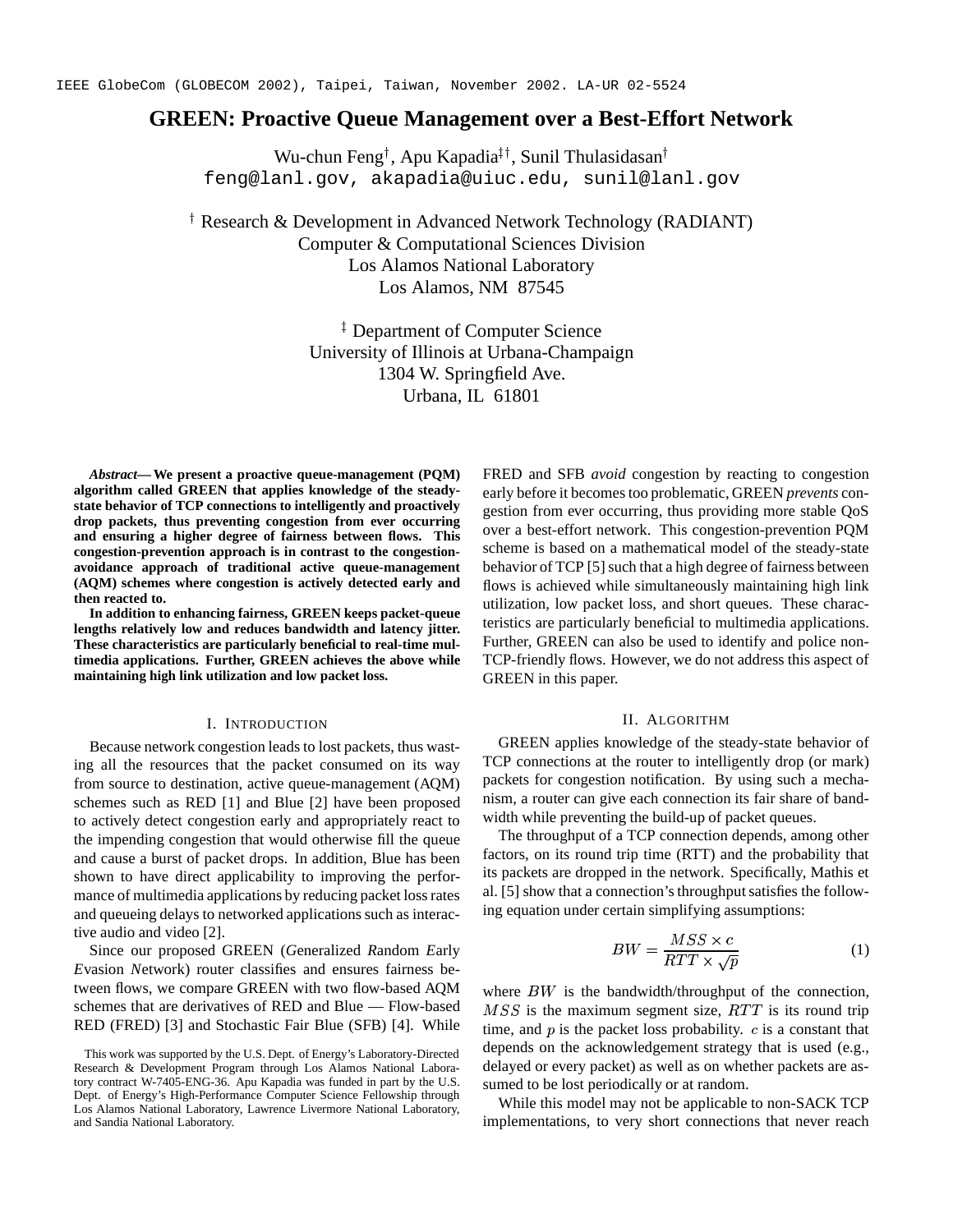IEEE GlobeCom (GLOBECOM 2002), Taipei, Taiwan, November 2002. LA-UR 02-5524

# GREEN: Proactive Queue Management over a Best-Effort Network

Wu-chun Feng[†], Apu Kapadia[‡†], Sunil Thulasidasan[†]
feng@lanl.gov, akapadia@uiuc.edu, sunil@lanl.gov

[†] Research & Development in Advanced Network Technology (RADIANT)
Computer & Computational Sciences Division
Los Alamos National Laboratory
Los Alamos, NM 87545

[‡] Department of Computer Science
University of Illinois at Urbana-Champaign
1304 W. Springfield Ave.
Urbana, IL 61801

***Abstract*— We present a proactive queue-management (PQM) algorithm called GREEN that applies knowledge of the steady-state behavior of TCP connections to intelligently and proactively drop packets, thus preventing congestion from ever occurring and ensuring a higher degree of fairness between flows. This congestion-prevention approach is in contrast to the congestion-avoidance approach of traditional active queue-management (AQM) schemes where congestion is actively detected early and then reacted to.**

**In addition to enhancing fairness, GREEN keeps packet-queue lengths relatively low and reduces bandwidth and latency jitter. These characteristics are particularly beneficial to real-time multimedia applications. Further, GREEN achieves the above while maintaining high link utilization and low packet loss.**

## I. Introduction

Because network congestion leads to lost packets, thus wasting all the resources that the packet consumed on its way from source to destination, active queue-management (AQM) schemes such as RED [1] and Blue [2] have been proposed to actively detect congestion early and appropriately react to the impending congestion that would otherwise fill the queue and cause a burst of packet drops. In addition, Blue has been shown to have direct applicability to improving the performance of multimedia applications by reducing packet loss rates and queueing delays to networked applications such as interactive audio and video [2].

Since our proposed GREEN (*G*eneralized *R*andom *E*arly *E*vasion *N*etwork) router classifies and ensures fairness between flows, we compare GREEN with two flow-based AQM schemes that are derivatives of RED and Blue — Flow-based RED (FRED) [3] and Stochastic Fair Blue (SFB) [4]. While FRED and SFB *avoid* congestion by reacting to congestion early before it becomes too problematic, GREEN *prevents* congestion from ever occurring, thus providing more stable QoS over a best-effort network. This congestion-prevention PQM scheme is based on a mathematical model of the steady-state behavior of TCP [5] such that a high degree of fairness between flows is achieved while simultaneously maintaining high link utilization, low packet loss, and short queues. These characteristics are particularly beneficial to multimedia applications. Further, GREEN can also be used to identify and police non-TCP-friendly flows. However, we do not address this aspect of GREEN in this paper.

This work was supported by the U.S. Dept. of Energy's Laboratory-Directed Research & Development Program through Los Alamos National Laboratory contract W-7405-ENG-36. Apu Kapadia was funded in part by the U.S. Dept. of Energy's High-Performance Computer Science Fellowship through Los Alamos National Laboratory, Lawrence Livermore National Laboratory, and Sandia National Laboratory.

## II. Algorithm

GREEN applies knowledge of the steady-state behavior of TCP connections at the router to intelligently drop (or mark) packets for congestion notification. By using such a mechanism, a router can give each connection its fair share of bandwidth while preventing the build-up of packet queues.

The throughput of a TCP connection depends, among other factors, on its round trip time (RTT) and the probability that its packets are dropped in the network. Specifically, Mathis et al. [5] show that a connection's throughput satisfies the following equation under certain simplifying assumptions:

$$BW = \frac{MSS \times c}{RTT \times \sqrt{p}} \tag{1}$$

where $BW$ is the bandwidth/throughput of the connection, $MSS$ is the maximum segment size, $RTT$ is its round trip time, and $p$ is the packet loss probability. $c$ is a constant that depends on the acknowledgement strategy that is used (e.g., delayed or every packet) as well as on whether packets are assumed to be lost periodically or at random.

While this model may not be applicable to non-SACK TCP implementations, to very short connections that never reach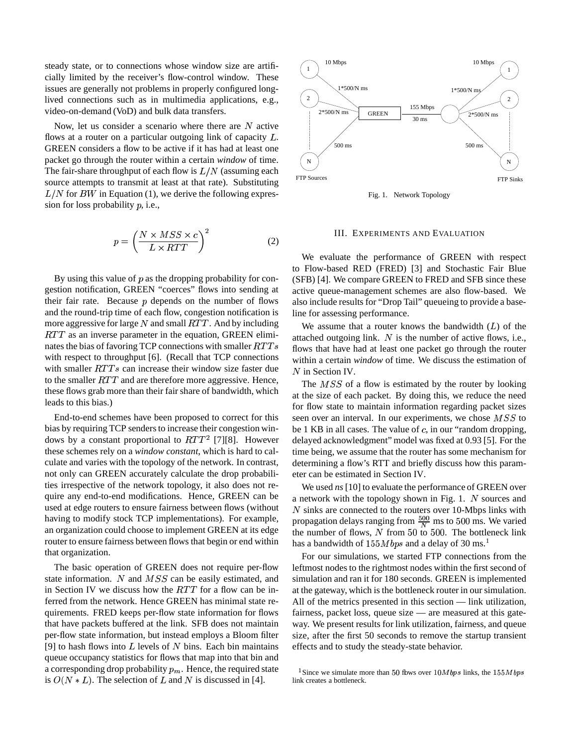steady state, or to connections whose window size are artificially limited by the receiver's flow-control window. These issues are generally not problems in properly configured long-lived connections such as in multimedia applications, e.g., video-on-demand (VoD) and bulk data transfers.

Now, let us consider a scenario where there are $N$ active flows at a router on a particular outgoing link of capacity $L$. GREEN considers a flow to be active if it has had at least one packet go through the router within a certain *window* of time. The fair-share throughput of each flow is $L/N$ (assuming each source attempts to transmit at least at that rate). Substituting $L/N$ for $BW$ in Equation (1), we derive the following expression for loss probability $p$, i.e.,

$$p = \left( \frac{N \times MSS \times c}{L \times RTT} \right)^2 \quad (2)$$

By using this value of $p$ as the dropping probability for congestion notification, GREEN "coerces" flows into sending at their fair rate. Because $p$ depends on the number of flows and the round-trip time of each flow, congestion notification is more aggressive for large $N$ and small $RTT$. And by including $RTT$ as an inverse parameter in the equation, GREEN eliminates the bias of favoring TCP connections with smaller $RTTs$ with respect to throughput [6]. (Recall that TCP connections with smaller $RTTs$ can increase their window size faster due to the smaller $RTT$ and are therefore more aggressive. Hence, these flows grab more than their fair share of bandwidth, which leads to this bias.)

End-to-end schemes have been proposed to correct for this bias by requiring TCP senders to increase their congestion windows by a constant proportional to $RTT^2$ [7][8]. However these schemes rely on a *window constant,* which is hard to calculate and varies with the topology of the network. In contrast, not only can GREEN accurately calculate the drop probabilities irrespective of the network topology, it also does not require any end-to-end modifications. Hence, GREEN can be used at edge routers to ensure fairness between flows (without having to modify stock TCP implementations). For example, an organization could choose to implement GREEN at its edge router to ensure fairness between flows that begin or end within that organization.

The basic operation of GREEN does not require per-flow state information. $N$ and $MSS$ can be easily estimated, and in Section IV we discuss how the $RTT$ for a flow can be inferred from the network. Hence GREEN has minimal state requirements. FRED keeps per-flow state information for flows that have packets buffered at the link. SFB does not maintain per-flow state information, but instead employs a Bloom filter [9] to hash flows into $L$ levels of $N$ bins. Each bin maintains queue occupancy statistics for flows that map into that bin and a corresponding drop probability $p_m$. Hence, the required state is $O(N * L)$. The selection of $L$ and $N$ is discussed in [4].

Fig. 1. Network Topology

## III. Experiments and Evaluation

We evaluate the performance of GREEN with respect to Flow-based RED (FRED) [3] and Stochastic Fair Blue (SFB) [4]. We compare GREEN to FRED and SFB since these active queue-management schemes are also flow-based. We also include results for "Drop Tail" queueing to provide a baseline for assessing performance.

We assume that a router knows the bandwidth ($L$) of the attached outgoing link. $N$ is the number of active flows, i.e., flows that have had at least one packet go through the router within a certain *window* of time. We discuss the estimation of $N$ in Section IV.

The $MSS$ of a flow is estimated by the router by looking at the size of each packet. By doing this, we reduce the need for flow state to maintain information regarding packet sizes seen over an interval. In our experiments, we chose $MSS$ to be 1 KB in all cases. The value of $c$, in our "random dropping, delayed acknowledgment" model was fixed at 0.93 [5]. For the time being, we assume that the router has some mechanism for determining a flow's RTT and briefly discuss how this parameter can be estimated in Section IV.

We used *ns* [10] to evaluate the performance of GREEN over a network with the topology shown in Fig. 1. $N$ sources and $N$ sinks are connected to the routers over 10-Mbps links with propagation delays ranging from $\frac{500}{N}$ ms to 500 ms. We varied the number of flows, $N$ from 50 to 500. The bottleneck link has a bandwidth of $155Mbps$ and a delay of 30 ms.[1]

For our simulations, we started FTP connections from the leftmost nodes to the rightmost nodes within the first second of simulation and ran it for 180 seconds. GREEN is implemented at the gateway, which is the bottleneck router in our simulation. All of the metrics presented in this section — link utilization, fairness, packet loss, queue size — are measured at this gateway. We present results for link utilization, fairness, and queue size, after the first 50 seconds to remove the startup transient effects and to study the steady-state behavior.

[1] Since we simulate more than 50 flows over $10Mbps$ links, the $155Mbps$ link creates a bottleneck.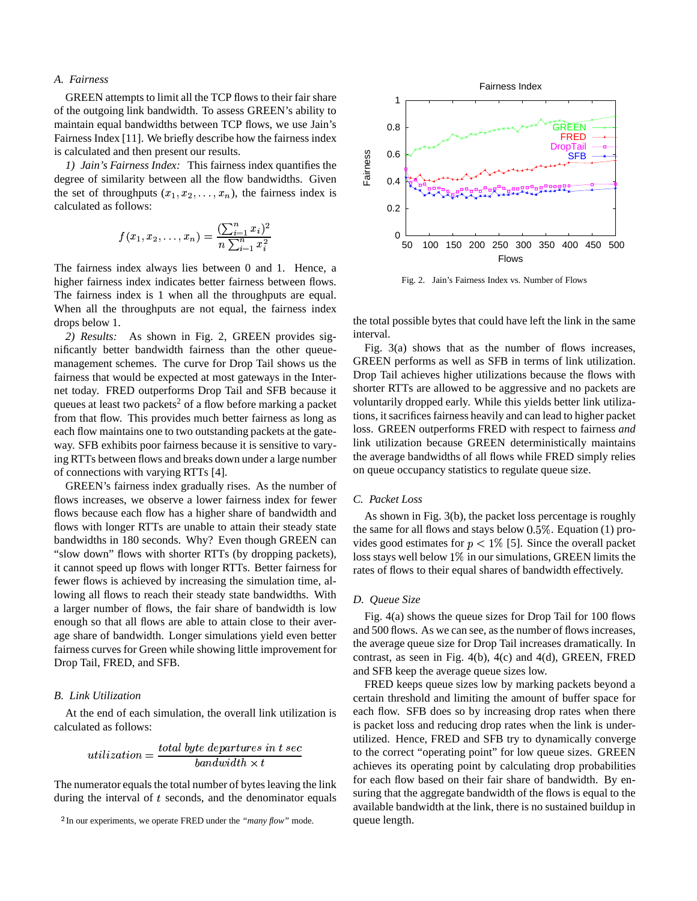### A. Fairness

GREEN attempts to limit all the TCP flows to their fair share of the outgoing link bandwidth. To assess GREEN's ability to maintain equal bandwidths between TCP flows, we use Jain's Fairness Index [11]. We briefly describe how the fairness index is calculated and then present our results.

*1) Jain's Fairness Index:* This fairness index quantifies the degree of similarity between all the flow bandwidths. Given the set of throughputs $(x_1, x_2, \ldots, x_n)$, the fairness index is calculated as follows:

$$f(x_1, x_2, \ldots, x_n) = \frac{(\sum_{i=1}^{n} x_i)^2}{n \sum_{i=1}^{n} x_i^2}$$

The fairness index always lies between 0 and 1. Hence, a higher fairness index indicates better fairness between flows. The fairness index is 1 when all the throughputs are equal. When all the throughputs are not equal, the fairness index drops below 1.

*2) Results:* As shown in Fig. 2, GREEN provides significantly better bandwidth fairness than the other queue-management schemes. The curve for Drop Tail shows us the fairness that would be expected at most gateways in the Internet today. FRED outperforms Drop Tail and SFB because it queues at least two packets[2] of a flow before marking a packet from that flow. This provides much better fairness as long as each flow maintains one to two outstanding packets at the gateway. SFB exhibits poor fairness because it is sensitive to varying RTTs between flows and breaks down under a large number of connections with varying RTTs [4].

GREEN's fairness index gradually rises. As the number of flows increases, we observe a lower fairness index for fewer flows because each flow has a higher share of bandwidth and flows with longer RTTs are unable to attain their steady state bandwidths in 180 seconds. Why? Even though GREEN can "slow down" flows with shorter RTTs (by dropping packets), it cannot speed up flows with longer RTTs. Better fairness for fewer flows is achieved by increasing the simulation time, allowing all flows to reach their steady state bandwidths. With a larger number of flows, the fair share of bandwidth is low enough so that all flows are able to attain close to their average share of bandwidth. Longer simulations yield even better fairness curves for Green while showing little improvement for Drop Tail, FRED, and SFB.

Fig. 2. Jain's Fairness Index vs. Number of Flows

### B. Link Utilization

At the end of each simulation, the overall link utilization is calculated as follows:

$$utilization = \frac{total\ byte\ departures\ in\ t\ sec}{bandwidth \times t}$$

The numerator equals the total number of bytes leaving the link during the interval of $t$ seconds, and the denominator equals the total possible bytes that could have left the link in the same interval.

Fig. 3(a) shows that as the number of flows increases, GREEN performs as well as SFB in terms of link utilization. Drop Tail achieves higher utilizations because the flows with shorter RTTs are allowed to be aggressive and no packets are voluntarily dropped early. While this yields better link utilizations, it sacrifices fairness heavily and can lead to higher packet loss. GREEN outperforms FRED with respect to fairness *and* link utilization because GREEN deterministically maintains the average bandwidths of all flows while FRED simply relies on queue occupancy statistics to regulate queue size.

### C. Packet Loss

As shown in Fig. 3(b), the packet loss percentage is roughly the same for all flows and stays below $0.5\%$. Equation (1) provides good estimates for $p < 1\%$ [5]. Since the overall packet loss stays well below $1\%$ in our simulations, GREEN limits the rates of flows to their equal shares of bandwidth effectively.

### D. Queue Size

Fig. 4(a) shows the queue sizes for Drop Tail for 100 flows and 500 flows. As we can see, as the number of flows increases, the average queue size for Drop Tail increases dramatically. In contrast, as seen in Fig. 4(b), 4(c) and 4(d), GREEN, FRED and SFB keep the average queue sizes low.

FRED keeps queue sizes low by marking packets beyond a certain threshold and limiting the amount of buffer space for each flow. SFB does so by increasing drop rates when there is packet loss and reducing drop rates when the link is underutilized. Hence, FRED and SFB try to dynamically converge to the correct "operating point" for low queue sizes. GREEN achieves its operating point by calculating drop probabilities for each flow based on their fair share of bandwidth. By ensuring that the aggregate bandwidth of the flows is equal to the available bandwidth at the link, there is no sustained buildup in queue length.

[2] In our experiments, we operate FRED under the *"many flow"* mode.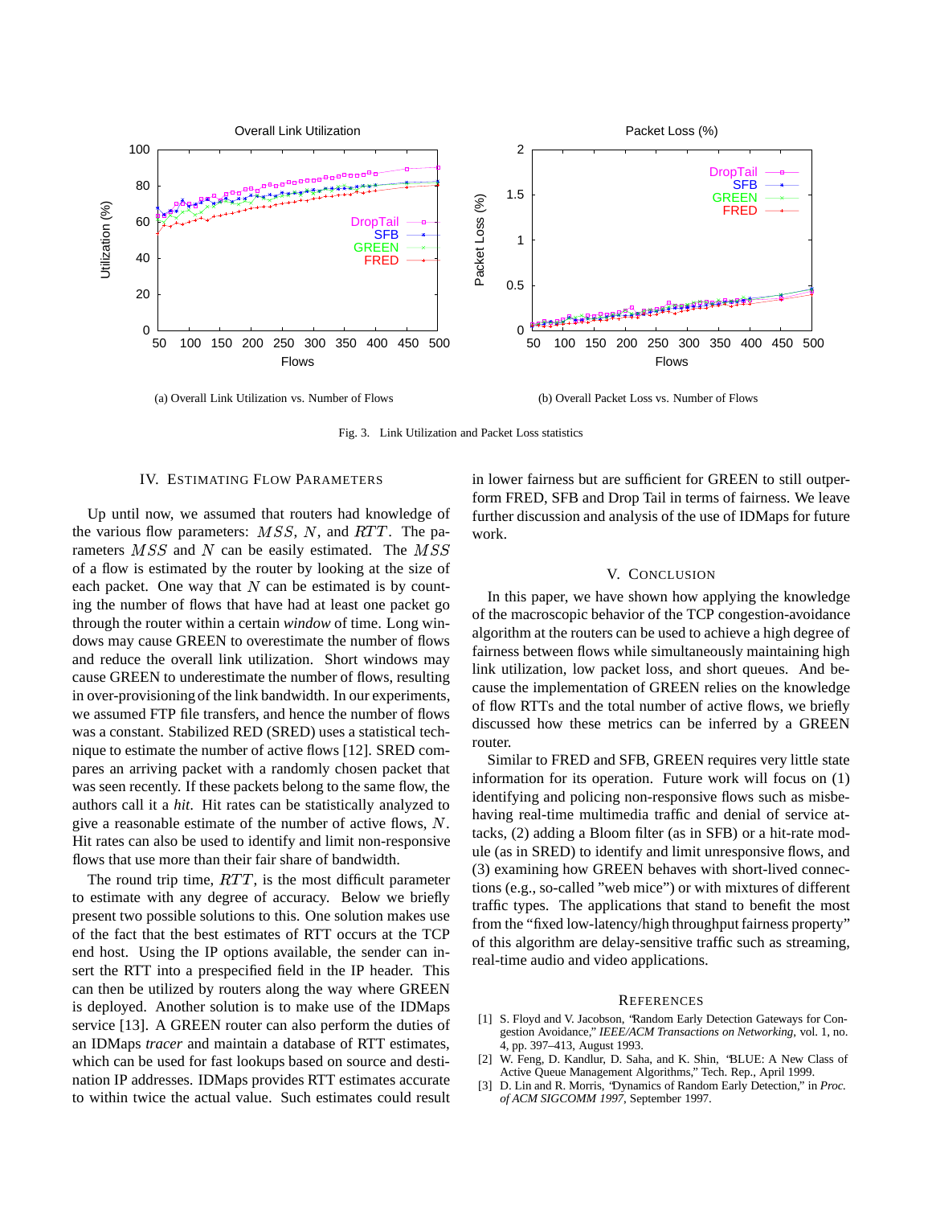(a) Overall Link Utilization vs. Number of Flows

(b) Overall Packet Loss vs. Number of Flows

Fig. 3. Link Utilization and Packet Loss statistics

## IV. Estimating Flow Parameters

Up until now, we assumed that routers had knowledge of the various flow parameters: $MSS$, $N$, and $RTT$. The parameters $MSS$ and $N$ can be easily estimated. The $MSS$ of a flow is estimated by the router by looking at the size of each packet. One way that $N$ can be estimated is by counting the number of flows that have had at least one packet go through the router within a certain *window* of time. Long windows may cause GREEN to overestimate the number of flows and reduce the overall link utilization. Short windows may cause GREEN to underestimate the number of flows, resulting in over-provisioning of the link bandwidth. In our experiments, we assumed FTP file transfers, and hence the number of flows was a constant. Stabilized RED (SRED) uses a statistical technique to estimate the number of active flows [12]. SRED compares an arriving packet with a randomly chosen packet that was seen recently. If these packets belong to the same flow, the authors call it a *hit*. Hit rates can be statistically analyzed to give a reasonable estimate of the number of active flows, $N$. Hit rates can also be used to identify and limit non-responsive flows that use more than their fair share of bandwidth.

The round trip time, $RTT$, is the most difficult parameter to estimate with any degree of accuracy. Below we briefly present two possible solutions to this. One solution makes use of the fact that the best estimates of RTT occurs at the TCP end host. Using the IP options available, the sender can insert the RTT into a prespecified field in the IP header. This can then be utilized by routers along the way where GREEN is deployed. Another solution is to make use of the IDMaps service [13]. A GREEN router can also perform the duties of an IDMaps *tracer* and maintain a database of RTT estimates, which can be used for fast lookups based on source and destination IP addresses. IDMaps provides RTT estimates accurate to within twice the actual value. Such estimates could result in lower fairness but are sufficient for GREEN to still outperform FRED, SFB and Drop Tail in terms of fairness. We leave further discussion and analysis of the use of IDMaps for future work.

## V. Conclusion

In this paper, we have shown how applying the knowledge of the macroscopic behavior of the TCP congestion-avoidance algorithm at the routers can be used to achieve a high degree of fairness between flows while simultaneously maintaining high link utilization, low packet loss, and short queues. And because the implementation of GREEN relies on the knowledge of flow RTTs and the total number of active flows, we briefly discussed how these metrics can be inferred by a GREEN router.

Similar to FRED and SFB, GREEN requires very little state information for its operation. Future work will focus on (1) identifying and policing non-responsive flows such as misbehaving real-time multimedia traffic and denial of service attacks, (2) adding a Bloom filter (as in SFB) or a hit-rate module (as in SRED) to identify and limit unresponsive flows, and (3) examining how GREEN behaves with short-lived connections (e.g., so-called "web mice") or with mixtures of different traffic types. The applications that stand to benefit the most from the "fixed low-latency/high throughput fairness property" of this algorithm are delay-sensitive traffic such as streaming, real-time audio and video applications.

## References

[1] S. Floyd and V. Jacobson, "Random Early Detection Gateways for Congestion Avoidance," *IEEE/ACM Transactions on Networking*, vol. 1, no. 4, pp. 397–413, August 1993.

[2] W. Feng, D. Kandlur, D. Saha, and K. Shin, "BLUE: A New Class of Active Queue Management Algorithms," Tech. Rep., April 1999.

[3] D. Lin and R. Morris, "Dynamics of Random Early Detection," in *Proc. of ACM SIGCOMM 1997*, September 1997.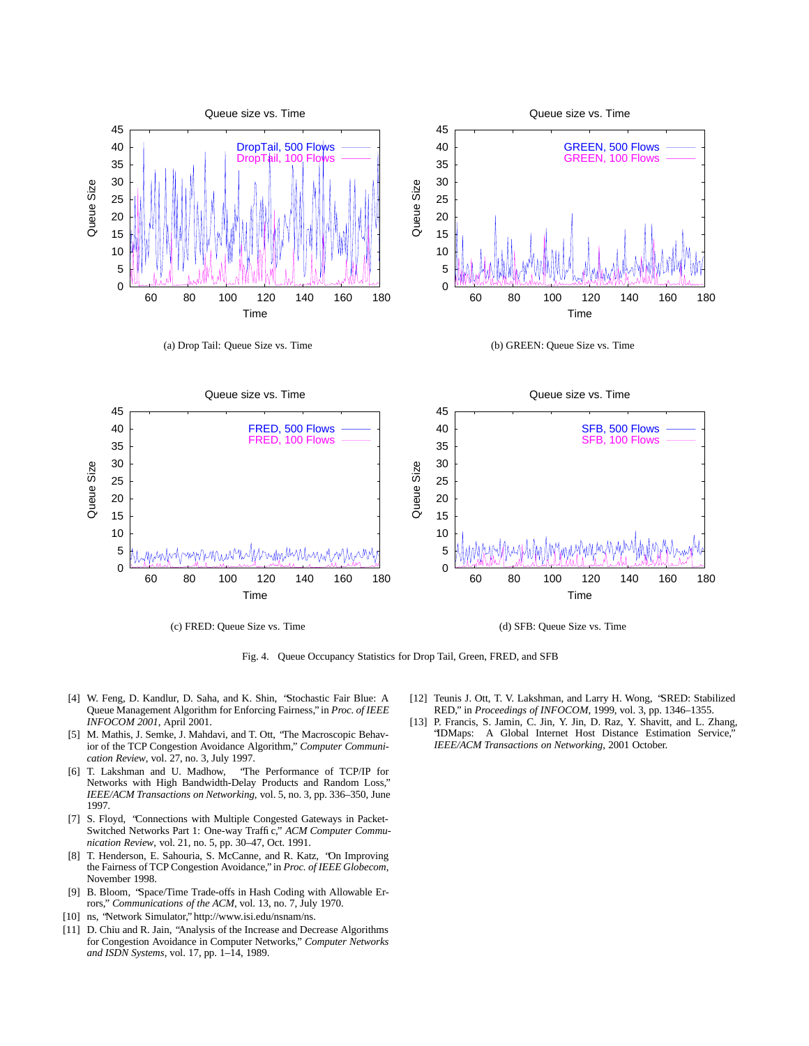Queue size vs. Time

Queue Size

Time

DropTail, 500 Flows

DropTail, 100 Flows

(a) Drop Tail: Queue Size vs. Time

Queue size vs. Time

Queue Size

Time

GREEN, 500 Flows

GREEN, 100 Flows

(b) GREEN: Queue Size vs. Time

Queue size vs. Time

Queue Size

Time

FRED, 500 Flows

FRED, 100 Flows

(c) FRED: Queue Size vs. Time

Queue size vs. Time

Queue Size

Time

SFB, 500 Flows

SFB, 100 Flows

(d) SFB: Queue Size vs. Time

Fig. 4. Queue Occupancy Statistics for Drop Tail, Green, FRED, and SFB

[4] W. Feng, D. Kandlur, D. Saha, and K. Shin, "Stochastic Fair Blue: A Queue Management Algorithm for Enforcing Fairness," in *Proc. of IEEE INFOCOM 2001*, April 2001.

[5] M. Mathis, J. Semke, J. Mahdavi, and T. Ott, "The Macroscopic Behavior of the TCP Congestion Avoidance Algorithm," *Computer Communication Review*, vol. 27, no. 3, July 1997.

[6] T. Lakshman and U. Madhow, "The Performance of TCP/IP for Networks with High Bandwidth-Delay Products and Random Loss," *IEEE/ACM Transactions on Networking*, vol. 5, no. 3, pp. 336–350, June 1997.

[7] S. Floyd, "Connections with Multiple Congested Gateways in Packet-Switched Networks Part 1: One-way Traffic," *ACM Computer Communication Review*, vol. 21, no. 5, pp. 30–47, Oct. 1991.

[8] T. Henderson, E. Sahouria, S. McCanne, and R. Katz, "On Improving the Fairness of TCP Congestion Avoidance," in *Proc. of IEEE Globecom*, November 1998.

[9] B. Bloom, "Space/Time Trade-offs in Hash Coding with Allowable Errors," *Communications of the ACM*, vol. 13, no. 7, July 1970.

[10] ns, "Network Simulator," http://www.isi.edu/nsnam/ns.

[11] D. Chiu and R. Jain, "Analysis of the Increase and Decrease Algorithms for Congestion Avoidance in Computer Networks," *Computer Networks and ISDN Systems*, vol. 17, pp. 1–14, 1989.

[12] Teunis J. Ott, T. V. Lakshman, and Larry H. Wong, "SRED: Stabilized RED," in *Proceedings of INFOCOM*, 1999, vol. 3, pp. 1346–1355.

[13] P. Francis, S. Jamin, C. Jin, Y. Jin, D. Raz, Y. Shavitt, and L. Zhang, "IDMaps: A Global Internet Host Distance Estimation Service," *IEEE/ACM Transactions on Networking*, 2001 October.